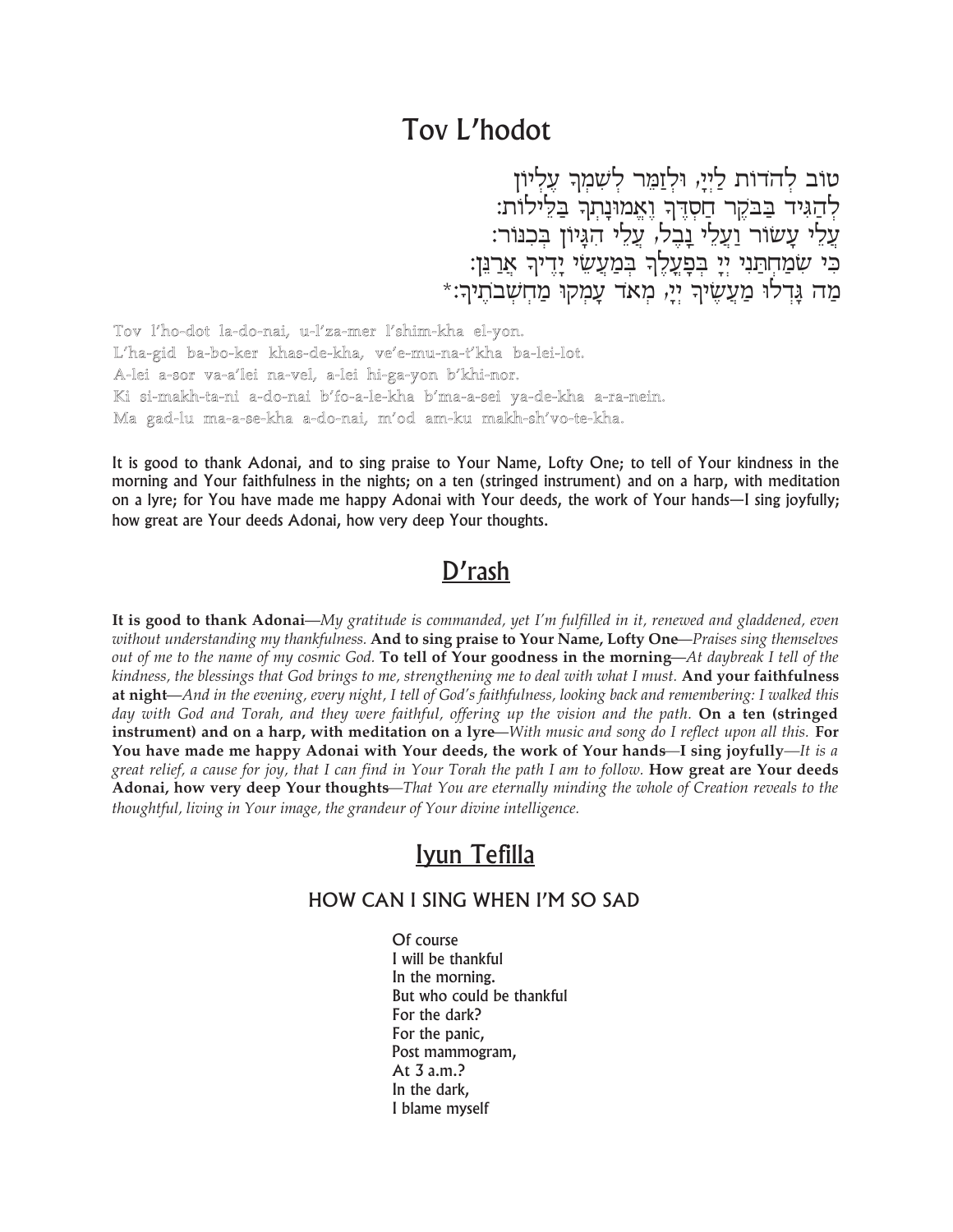# Tov L'hodot

טוֹב לְהֹדוֹת לַייָ, וּלְזַמֵּר לְשִׁמְךָ עֶלְיוֹן
לְהַגִּיד בַּבֹּקֶר חַסְדֶּךָ וֶאֱמוּנָתְךָ בַּלֵּילוֹת:
עֲלֵי עָשׂוֹר וַעֲלֵי נָבֶל, עֲלֵי הִגָּיוֹן בְּכִנּוֹר:
כִּי שִׂמַּחְתַּנִי יְיָ בְּפָעֳלֶךָ בְּמַעֲשֵׂי יָדֶיךָ אֲרַנֵּן:
מַה גָּדְלוּ מַעֲשֶׂיךָ יְיָ, מְאֹד עָמְקוּ מַחְשְׁבֹתֶיךָ:*

Tov l'ho-dot la-do-nai, u-l'za-mer l'shim-kha el-yon.
L'ha-gid ba-bo-ker khas-de-kha, ve'e-mu-na-t'kha ba-lei-lot.
A-lei a-sor va-a'lei na-vel, a-lei hi-ga-yon b'khi-nor.
Ki si-makh-ta-ni a-do-nai b'fo-a-le-kha b'ma-a-sei ya-de-kha a-ra-nein.
Ma gad-lu ma-a-se-kha a-do-nai, m'od am-ku makh-sh'vo-te-kha.

It is good to thank Adonai, and to sing praise to Your Name, Lofty One; to tell of Your kindness in the morning and Your faithfulness in the nights; on a ten (stringed instrument) and on a harp, with meditation on a lyre; for You have made me happy Adonai with Your deeds, the work of Your hands—I sing joyfully; how great are Your deeds Adonai, how very deep Your thoughts.

## D'rash

**It is good to thank Adonai**—*My gratitude is commanded, yet I'm fulfilled in it, renewed and gladdened, even without understanding my thankfulness.* **And to sing praise to Your Name, Lofty One**—*Praises sing themselves out of me to the name of my cosmic God.* **To tell of Your goodness in the morning**—*At daybreak I tell of the kindness, the blessings that God brings to me, strengthening me to deal with what I must.* **And your faithfulness at night**—*And in the evening, every night, I tell of God's faithfulness, looking back and remembering: I walked this day with God and Torah, and they were faithful, offering up the vision and the path.* **On a ten (stringed instrument) and on a harp, with meditation on a lyre**—*With music and song do I reflect upon all this.* **For You have made me happy Adonai with Your deeds, the work of Your hands—I sing joyfully**—*It is a great relief, a cause for joy, that I can find in Your Torah the path I am to follow.* **How great are Your deeds Adonai, how very deep Your thoughts**—*That You are eternally minding the whole of Creation reveals to the thoughtful, living in Your image, the grandeur of Your divine intelligence.*

## Iyun Tefilla

### HOW CAN I SING WHEN I'M SO SAD

Of course
I will be thankful
In the morning.
But who could be thankful
For the dark?
For the panic,
Post mammogram,
At 3 a.m.?
In the dark,
I blame myself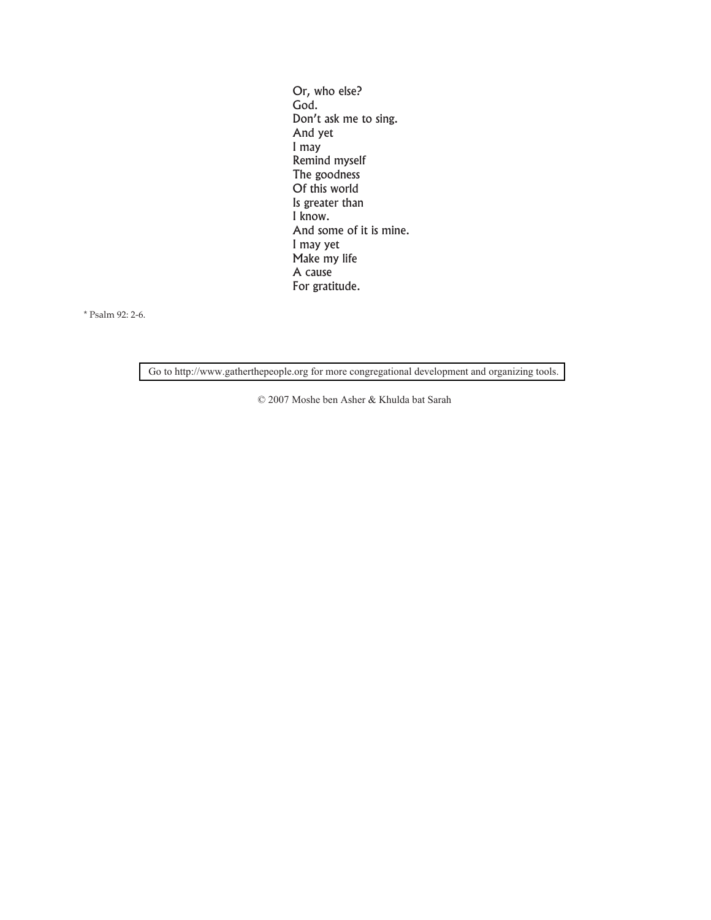Or, who else?  
God.  
Don't ask me to sing.  
And yet  
I may  
Remind myself  
The goodness  
Of this world  
Is greater than  
I know.  
And some of it is mine.  
I may yet  
Make my life  
A cause  
For gratitude.

* Psalm 92: 2-6.

Go to http://www.gatherthepeople.org for more congregational development and organizing tools.

© 2007 Moshe ben Asher & Khulda bat Sarah